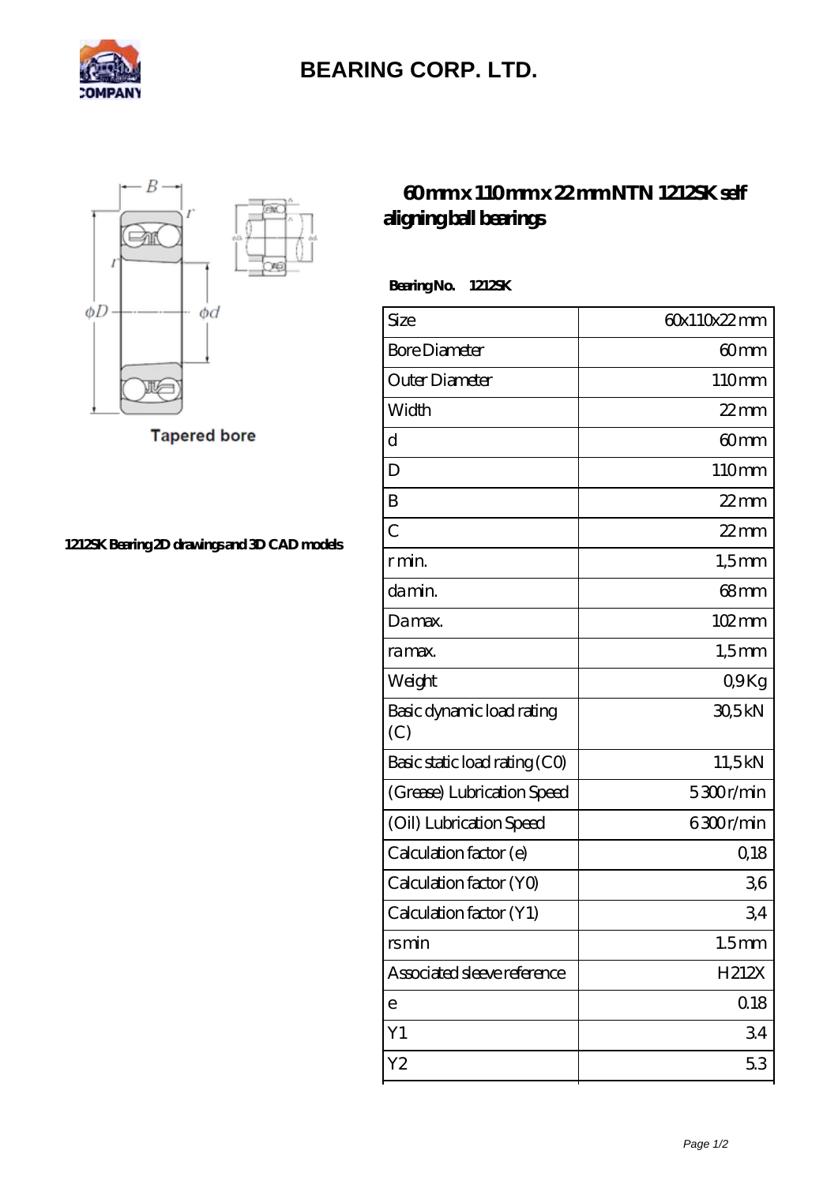# BEARING CORP. LTD.

Tapered bore

1212SK Bearing 2D drawings and 3D CAD models

## 60 mm x 110 mm x 22 mm NTN 1212SK self aligning ball bearings

**Bearing No. 1212SK**

| Size | 60x110x22 mm |
|---|---|
| Bore Diameter | 60 mm |
| Outer Diameter | 110 mm |
| Width | 22 mm |
| d | 60 mm |
| D | 110 mm |
| B | 22 mm |
| C | 22 mm |
| r min. | 1,5 mm |
| da min. | 68 mm |
| Da max. | 102 mm |
| ra max. | 1,5 mm |
| Weight | 0,9 Kg |
| Basic dynamic load rating (C) | 30,5 kN |
| Basic static load rating (C0) | 11,5 kN |
| (Grease) Lubrication Speed | 5 300 r/min |
| (Oil) Lubrication Speed | 6 300 r/min |
| Calculation factor (e) | 0,18 |
| Calculation factor (Y0) | 3,6 |
| Calculation factor (Y1) | 3,4 |
| rs min | 1.5 mm |
| Associated sleeve reference | H212X |
| e | 0.18 |
| Y1 | 3.4 |
| Y2 | 5.3 |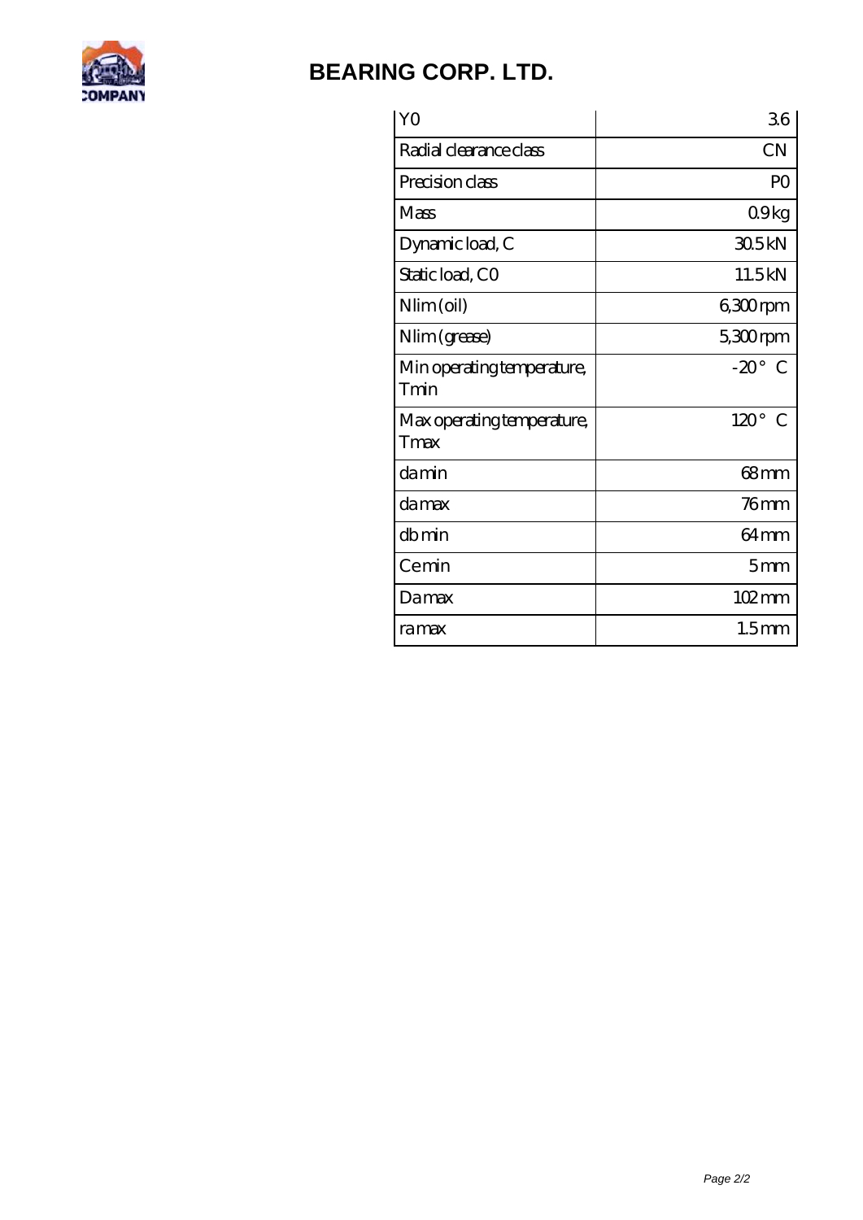| | |
|---|---|
| Y0 | 3.6 |
| Radial clearance class | CN |
| Precision class | P0 |
| Mass | 0.9 kg |
| Dynamic load, C | 30.5 kN |
| Static load, C0 | 11.5 kN |
| Nlim (oil) | 6,300 rpm |
| Nlim (grease) | 5,300 rpm |
| Min operating temperature, Tmin | -20° C |
| Max operating temperature, Tmax | 120° C |
| da min | 68 mm |
| da max | 76 mm |
| db min | 64 mm |
| Ce min | 5 mm |
| Da max | 102 mm |
| ra max | 1.5 mm |